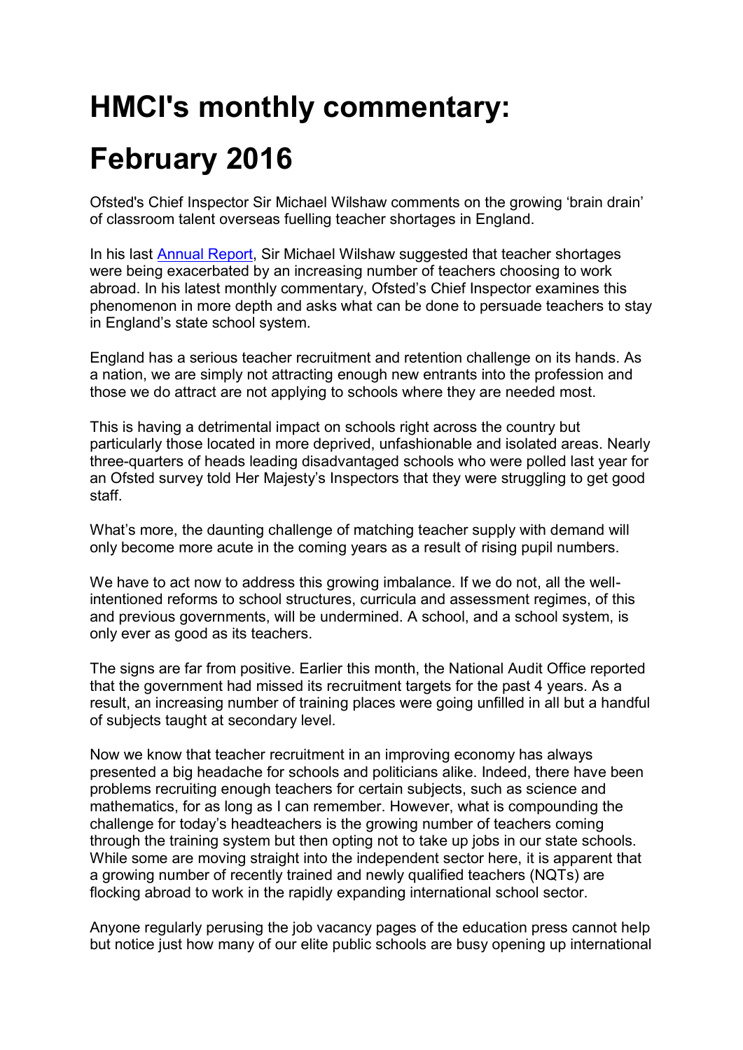# HMCI's monthly commentary: February 2016

Ofsted's Chief Inspector Sir Michael Wilshaw comments on the growing 'brain drain' of classroom talent overseas fuelling teacher shortages in England.

In his last [Annual Report](), Sir Michael Wilshaw suggested that teacher shortages were being exacerbated by an increasing number of teachers choosing to work abroad. In his latest monthly commentary, Ofsted's Chief Inspector examines this phenomenon in more depth and asks what can be done to persuade teachers to stay in England's state school system.

England has a serious teacher recruitment and retention challenge on its hands. As a nation, we are simply not attracting enough new entrants into the profession and those we do attract are not applying to schools where they are needed most.

This is having a detrimental impact on schools right across the country but particularly those located in more deprived, unfashionable and isolated areas. Nearly three-quarters of heads leading disadvantaged schools who were polled last year for an Ofsted survey told Her Majesty's Inspectors that they were struggling to get good staff.

What's more, the daunting challenge of matching teacher supply with demand will only become more acute in the coming years as a result of rising pupil numbers.

We have to act now to address this growing imbalance. If we do not, all the well-intentioned reforms to school structures, curricula and assessment regimes, of this and previous governments, will be undermined. A school, and a school system, is only ever as good as its teachers.

The signs are far from positive. Earlier this month, the National Audit Office reported that the government had missed its recruitment targets for the past 4 years. As a result, an increasing number of training places were going unfilled in all but a handful of subjects taught at secondary level.

Now we know that teacher recruitment in an improving economy has always presented a big headache for schools and politicians alike. Indeed, there have been problems recruiting enough teachers for certain subjects, such as science and mathematics, for as long as I can remember. However, what is compounding the challenge for today's headteachers is the growing number of teachers coming through the training system but then opting not to take up jobs in our state schools. While some are moving straight into the independent sector here, it is apparent that a growing number of recently trained and newly qualified teachers (NQTs) are flocking abroad to work in the rapidly expanding international school sector.

Anyone regularly perusing the job vacancy pages of the education press cannot help but notice just how many of our elite public schools are busy opening up international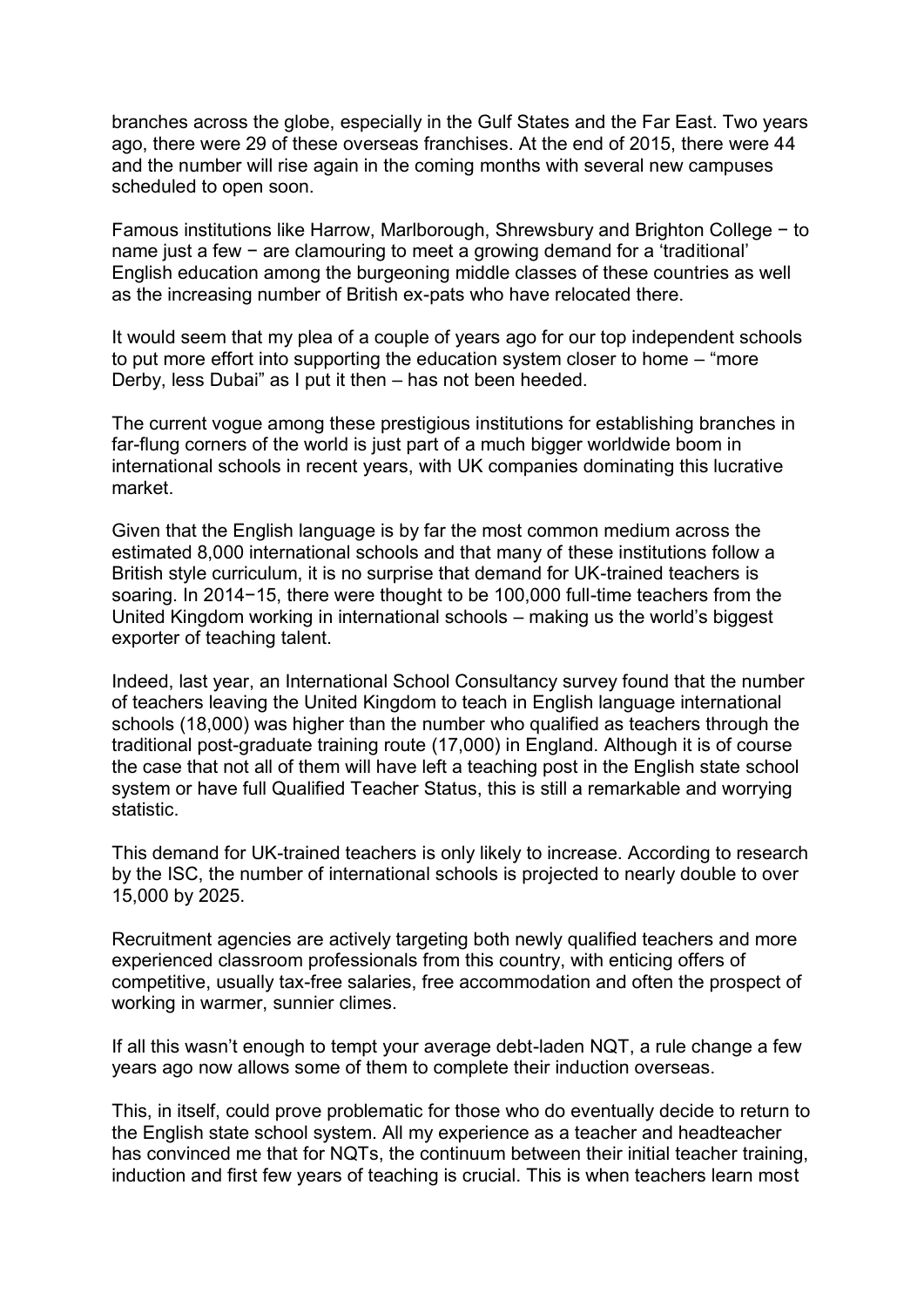branches across the globe, especially in the Gulf States and the Far East. Two years ago, there were 29 of these overseas franchises. At the end of 2015, there were 44 and the number will rise again in the coming months with several new campuses scheduled to open soon.

Famous institutions like Harrow, Marlborough, Shrewsbury and Brighton College − to name just a few − are clamouring to meet a growing demand for a 'traditional' English education among the burgeoning middle classes of these countries as well as the increasing number of British ex-pats who have relocated there.

It would seem that my plea of a couple of years ago for our top independent schools to put more effort into supporting the education system closer to home – "more Derby, less Dubai" as I put it then – has not been heeded.

The current vogue among these prestigious institutions for establishing branches in far-flung corners of the world is just part of a much bigger worldwide boom in international schools in recent years, with UK companies dominating this lucrative market.

Given that the English language is by far the most common medium across the estimated 8,000 international schools and that many of these institutions follow a British style curriculum, it is no surprise that demand for UK-trained teachers is soaring. In 2014−15, there were thought to be 100,000 full-time teachers from the United Kingdom working in international schools – making us the world's biggest exporter of teaching talent.

Indeed, last year, an International School Consultancy survey found that the number of teachers leaving the United Kingdom to teach in English language international schools (18,000) was higher than the number who qualified as teachers through the traditional post-graduate training route (17,000) in England. Although it is of course the case that not all of them will have left a teaching post in the English state school system or have full Qualified Teacher Status, this is still a remarkable and worrying statistic.

This demand for UK-trained teachers is only likely to increase. According to research by the ISC, the number of international schools is projected to nearly double to over 15,000 by 2025.

Recruitment agencies are actively targeting both newly qualified teachers and more experienced classroom professionals from this country, with enticing offers of competitive, usually tax-free salaries, free accommodation and often the prospect of working in warmer, sunnier climes.

If all this wasn't enough to tempt your average debt-laden NQT, a rule change a few years ago now allows some of them to complete their induction overseas.

This, in itself, could prove problematic for those who do eventually decide to return to the English state school system. All my experience as a teacher and headteacher has convinced me that for NQTs, the continuum between their initial teacher training, induction and first few years of teaching is crucial. This is when teachers learn most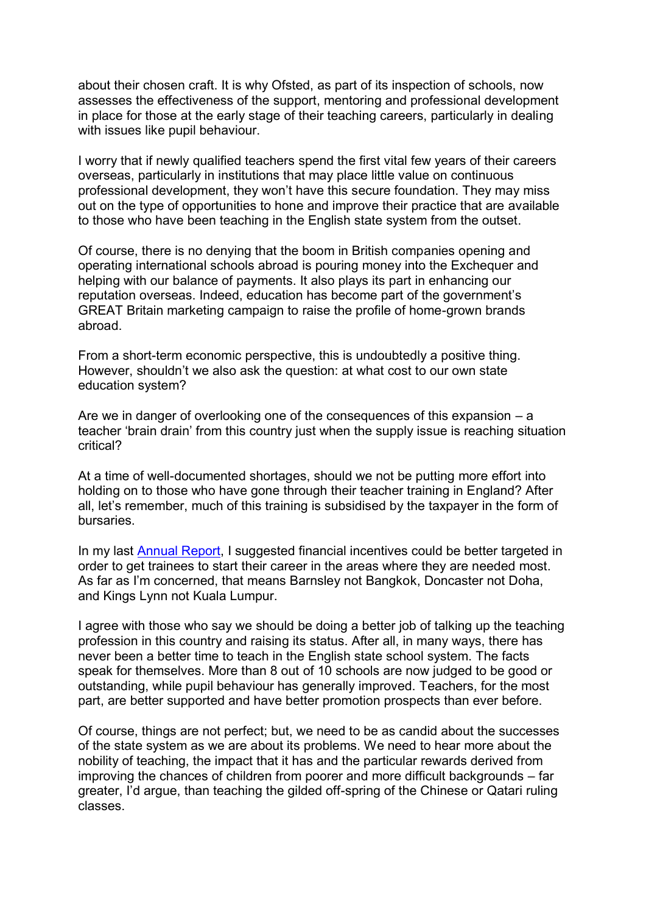about their chosen craft. It is why Ofsted, as part of its inspection of schools, now assesses the effectiveness of the support, mentoring and professional development in place for those at the early stage of their teaching careers, particularly in dealing with issues like pupil behaviour.

I worry that if newly qualified teachers spend the first vital few years of their careers overseas, particularly in institutions that may place little value on continuous professional development, they won't have this secure foundation. They may miss out on the type of opportunities to hone and improve their practice that are available to those who have been teaching in the English state system from the outset.

Of course, there is no denying that the boom in British companies opening and operating international schools abroad is pouring money into the Exchequer and helping with our balance of payments. It also plays its part in enhancing our reputation overseas. Indeed, education has become part of the government's GREAT Britain marketing campaign to raise the profile of home-grown brands abroad.

From a short-term economic perspective, this is undoubtedly a positive thing. However, shouldn't we also ask the question: at what cost to our own state education system?

Are we in danger of overlooking one of the consequences of this expansion – a teacher 'brain drain' from this country just when the supply issue is reaching situation critical?

At a time of well-documented shortages, should we not be putting more effort into holding on to those who have gone through their teacher training in England? After all, let's remember, much of this training is subsidised by the taxpayer in the form of bursaries.

In my last Annual Report, I suggested financial incentives could be better targeted in order to get trainees to start their career in the areas where they are needed most. As far as I'm concerned, that means Barnsley not Bangkok, Doncaster not Doha, and Kings Lynn not Kuala Lumpur.

I agree with those who say we should be doing a better job of talking up the teaching profession in this country and raising its status. After all, in many ways, there has never been a better time to teach in the English state school system. The facts speak for themselves. More than 8 out of 10 schools are now judged to be good or outstanding, while pupil behaviour has generally improved. Teachers, for the most part, are better supported and have better promotion prospects than ever before.

Of course, things are not perfect; but, we need to be as candid about the successes of the state system as we are about its problems. We need to hear more about the nobility of teaching, the impact that it has and the particular rewards derived from improving the chances of children from poorer and more difficult backgrounds – far greater, I'd argue, than teaching the gilded off-spring of the Chinese or Qatari ruling classes.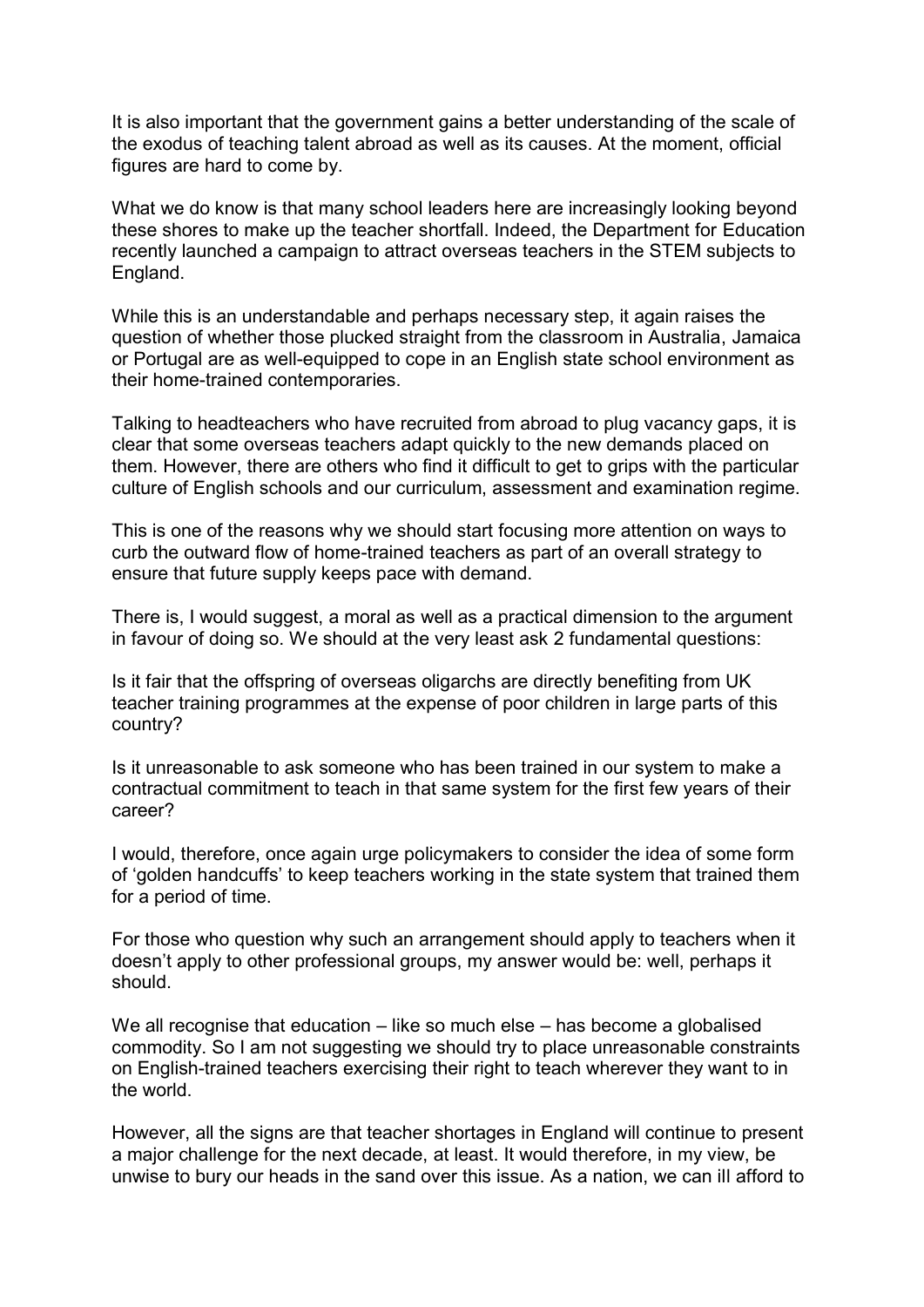It is also important that the government gains a better understanding of the scale of the exodus of teaching talent abroad as well as its causes. At the moment, official figures are hard to come by.

What we do know is that many school leaders here are increasingly looking beyond these shores to make up the teacher shortfall. Indeed, the Department for Education recently launched a campaign to attract overseas teachers in the STEM subjects to England.

While this is an understandable and perhaps necessary step, it again raises the question of whether those plucked straight from the classroom in Australia, Jamaica or Portugal are as well-equipped to cope in an English state school environment as their home-trained contemporaries.

Talking to headteachers who have recruited from abroad to plug vacancy gaps, it is clear that some overseas teachers adapt quickly to the new demands placed on them. However, there are others who find it difficult to get to grips with the particular culture of English schools and our curriculum, assessment and examination regime.

This is one of the reasons why we should start focusing more attention on ways to curb the outward flow of home-trained teachers as part of an overall strategy to ensure that future supply keeps pace with demand.

There is, I would suggest, a moral as well as a practical dimension to the argument in favour of doing so. We should at the very least ask 2 fundamental questions:

Is it fair that the offspring of overseas oligarchs are directly benefiting from UK teacher training programmes at the expense of poor children in large parts of this country?

Is it unreasonable to ask someone who has been trained in our system to make a contractual commitment to teach in that same system for the first few years of their career?

I would, therefore, once again urge policymakers to consider the idea of some form of 'golden handcuffs' to keep teachers working in the state system that trained them for a period of time.

For those who question why such an arrangement should apply to teachers when it doesn't apply to other professional groups, my answer would be: well, perhaps it should.

We all recognise that education – like so much else – has become a globalised commodity. So I am not suggesting we should try to place unreasonable constraints on English-trained teachers exercising their right to teach wherever they want to in the world.

However, all the signs are that teacher shortages in England will continue to present a major challenge for the next decade, at least. It would therefore, in my view, be unwise to bury our heads in the sand over this issue. As a nation, we can ill afford to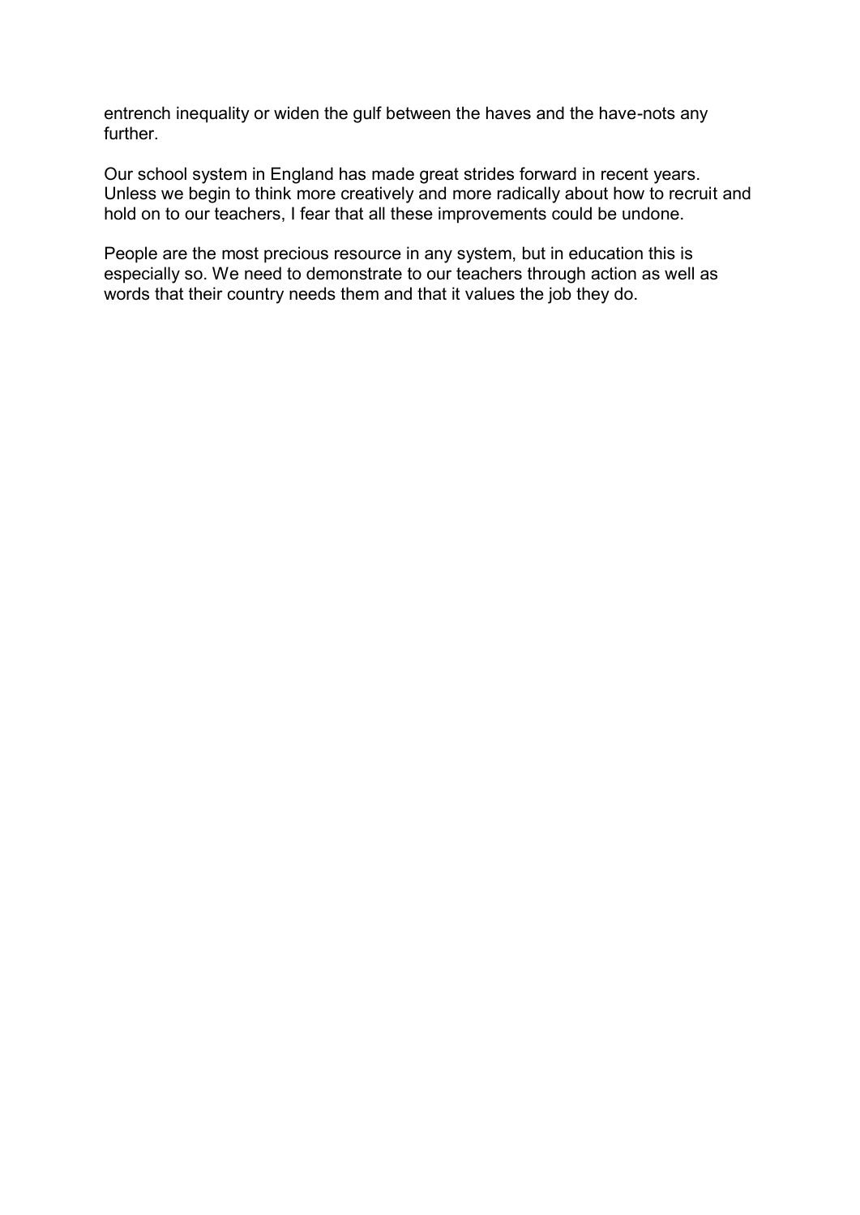entrench inequality or widen the gulf between the haves and the have-nots any further.

Our school system in England has made great strides forward in recent years. Unless we begin to think more creatively and more radically about how to recruit and hold on to our teachers, I fear that all these improvements could be undone.

People are the most precious resource in any system, but in education this is especially so. We need to demonstrate to our teachers through action as well as words that their country needs them and that it values the job they do.